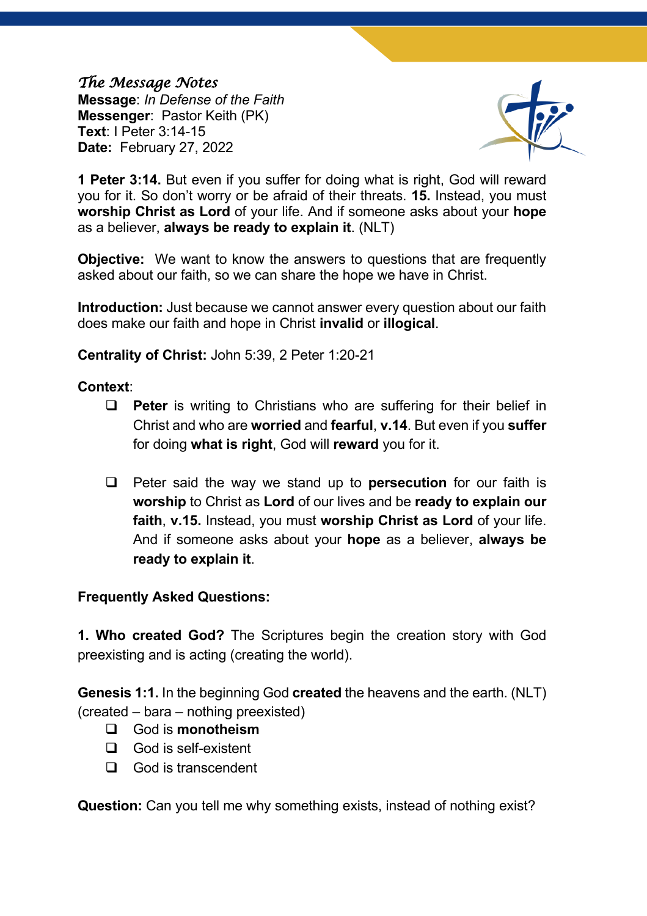*The Message Notes*

**Message**: *In Defense of the Faith*
**Messenger**: Pastor Keith (PK)
**Text**: I Peter 3:14-15
**Date:** February 27, 2022

**1 Peter 3:14.** But even if you suffer for doing what is right, God will reward you for it. So don't worry or be afraid of their threats. **15.** Instead, you must **worship Christ as Lord** of your life. And if someone asks about your **hope** as a believer, **always be ready to explain it**. (NLT)

**Objective:** We want to know the answers to questions that are frequently asked about our faith, so we can share the hope we have in Christ.

**Introduction:** Just because we cannot answer every question about our faith does make our faith and hope in Christ **invalid** or **illogical**.

**Centrality of Christ:** John 5:39, 2 Peter 1:20-21

**Context**:

- ❑ **Peter** is writing to Christians who are suffering for their belief in Christ and who are **worried** and **fearful**, **v.14**. But even if you **suffer** for doing **what is right**, God will **reward** you for it.

- ❑ Peter said the way we stand up to **persecution** for our faith is **worship** to Christ as **Lord** of our lives and be **ready to explain our faith**, **v.15.** Instead, you must **worship Christ as Lord** of your life. And if someone asks about your **hope** as a believer, **always be ready to explain it**.

**Frequently Asked Questions:**

**1. Who created God?** The Scriptures begin the creation story with God preexisting and is acting (creating the world).

**Genesis 1:1.** In the beginning God **created** the heavens and the earth. (NLT)
(created – bara – nothing preexisted)

- ❑ God is **monotheism**
- ❑ God is self-existent
- ❑ God is transcendent

**Question:** Can you tell me why something exists, instead of nothing exist?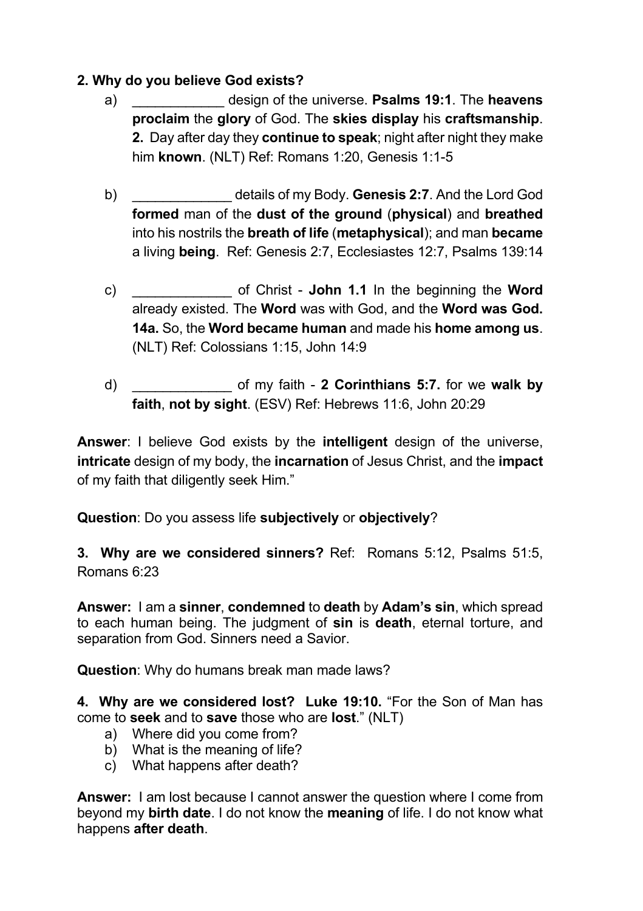**2. Why do you believe God exists?**

a) ____________ design of the universe. **Psalms 19:1**. The **heavens proclaim** the **glory** of God. The **skies display** his **craftsmanship**. **2.** Day after day they **continue to speak**; night after night they make him **known**. (NLT) Ref: Romans 1:20, Genesis 1:1-5

b) _____________ details of my Body. **Genesis 2:7**. And the Lord God **formed** man of the **dust of the ground** (**physical**) and **breathed** into his nostrils the **breath of life** (**metaphysical**); and man **became** a living **being**. Ref: Genesis 2:7, Ecclesiastes 12:7, Psalms 139:14

c) _____________ of Christ - **John 1.1** In the beginning the **Word** already existed. The **Word** was with God, and the **Word was God. 14a.** So, the **Word became human** and made his **home among us**. (NLT) Ref: Colossians 1:15, John 14:9

d) _____________ of my faith - **2 Corinthians 5:7.** for we **walk by faith**, **not by sight**. (ESV) Ref: Hebrews 11:6, John 20:29

**Answer**: I believe God exists by the **intelligent** design of the universe, **intricate** design of my body, the **incarnation** of Jesus Christ, and the **impact** of my faith that diligently seek Him."

**Question**: Do you assess life **subjectively** or **objectively**?

**3. Why are we considered sinners?** Ref: Romans 5:12, Psalms 51:5, Romans 6:23

**Answer:** I am a **sinner**, **condemned** to **death** by **Adam's sin**, which spread to each human being. The judgment of **sin** is **death**, eternal torture, and separation from God. Sinners need a Savior.

**Question**: Why do humans break man made laws?

**4. Why are we considered lost? Luke 19:10.** "For the Son of Man has come to **seek** and to **save** those who are **lost**." (NLT)

a) Where did you come from?
b) What is the meaning of life?
c) What happens after death?

**Answer:** I am lost because I cannot answer the question where I come from beyond my **birth date**. I do not know the **meaning** of life. I do not know what happens **after death**.